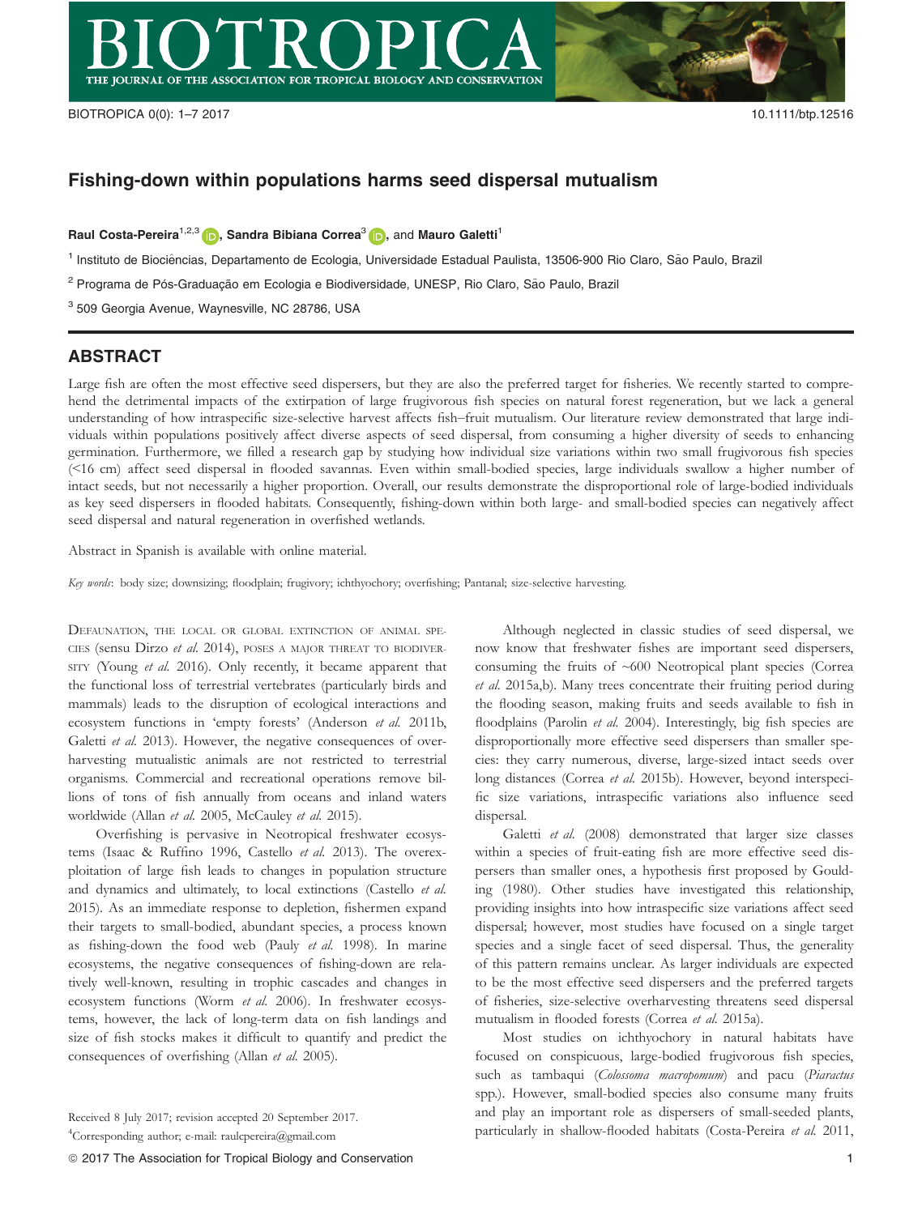# Fishing-down within populations harms seed dispersal mutualism

**Raul Costa-Pereira**[1,2,3], **Sandra Bibiana Correa**[3], and **Mauro Galetti**[1]

[1] Instituto de Biociências, Departamento de Ecologia, Universidade Estadual Paulista, 13506-900 Rio Claro, São Paulo, Brazil

[2] Programa de Pós-Graduação em Ecologia e Biodiversidade, UNESP, Rio Claro, São Paulo, Brazil

[3] 509 Georgia Avenue, Waynesville, NC 28786, USA

## ABSTRACT

Large fish are often the most effective seed dispersers, but they are also the preferred target for fisheries. We recently started to comprehend the detrimental impacts of the extirpation of large frugivorous fish species on natural forest regeneration, but we lack a general understanding of how intraspecific size-selective harvest affects fish–fruit mutualism. Our literature review demonstrated that large individuals within populations positively affect diverse aspects of seed dispersal, from consuming a higher diversity of seeds to enhancing germination. Furthermore, we filled a research gap by studying how individual size variations within two small frugivorous fish species (<16 cm) affect seed dispersal in flooded savannas. Even within small-bodied species, large individuals swallow a higher number of intact seeds, but not necessarily a higher proportion. Overall, our results demonstrate the disproportional role of large-bodied individuals as key seed dispersers in flooded habitats. Consequently, fishing-down within both large- and small-bodied species can negatively affect seed dispersal and natural regeneration in overfished wetlands.

Abstract in Spanish is available with online material.

*Key words*: body size; downsizing; floodplain; frugivory; ichthyochory; overfishing; Pantanal; size-selective harvesting.

DEFAUNATION, THE LOCAL OR GLOBAL EXTINCTION OF ANIMAL SPECIES (sensu Dirzo *et al.* 2014), POSES A MAJOR THREAT TO BIODIVERSITY (Young *et al.* 2016). Only recently, it became apparent that the functional loss of terrestrial vertebrates (particularly birds and mammals) leads to the disruption of ecological interactions and ecosystem functions in 'empty forests' (Anderson *et al.* 2011b, Galetti *et al.* 2013). However, the negative consequences of overharvesting mutualistic animals are not restricted to terrestrial organisms. Commercial and recreational operations remove billions of tons of fish annually from oceans and inland waters worldwide (Allan *et al.* 2005, McCauley *et al.* 2015).

Overfishing is pervasive in Neotropical freshwater ecosystems (Isaac & Ruffino 1996, Castello *et al.* 2013). The overexploitation of large fish leads to changes in population structure and dynamics and ultimately, to local extinctions (Castello *et al.* 2015). As an immediate response to depletion, fishermen expand their targets to small-bodied, abundant species, a process known as fishing-down the food web (Pauly *et al.* 1998). In marine ecosystems, the negative consequences of fishing-down are relatively well-known, resulting in trophic cascades and changes in ecosystem functions (Worm *et al.* 2006). In freshwater ecosystems, however, the lack of long-term data on fish landings and size of fish stocks makes it difficult to quantify and predict the consequences of overfishing (Allan *et al.* 2005).

Although neglected in classic studies of seed dispersal, we now know that freshwater fishes are important seed dispersers, consuming the fruits of ~600 Neotropical plant species (Correa *et al.* 2015a,b). Many trees concentrate their fruiting period during the flooding season, making fruits and seeds available to fish in floodplains (Parolin *et al.* 2004). Interestingly, big fish species are disproportionally more effective seed dispersers than smaller species: they carry numerous, diverse, large-sized intact seeds over long distances (Correa *et al.* 2015b). However, beyond interspecific size variations, intraspecific variations also influence seed dispersal.

Galetti *et al.* (2008) demonstrated that larger size classes within a species of fruit-eating fish are more effective seed dispersers than smaller ones, a hypothesis first proposed by Goulding (1980). Other studies have investigated this relationship, providing insights into how intraspecific size variations affect seed dispersal; however, most studies have focused on a single target species and a single facet of seed dispersal. Thus, the generality of this pattern remains unclear. As larger individuals are expected to be the most effective seed dispersers and the preferred targets of fisheries, size-selective overharvesting threatens seed dispersal mutualism in flooded forests (Correa *et al.* 2015a).

Most studies on ichthyochory in natural habitats have focused on conspicuous, large-bodied frugivorous fish species, such as tambaqui (*Colossoma macropomum*) and pacu (*Piaractus* spp.). However, small-bodied species also consume many fruits and play an important role as dispersers of small-seeded plants, particularly in shallow-flooded habitats (Costa-Pereira *et al.* 2011,

Received 8 July 2017; revision accepted 20 September 2017.

[4]Corresponding author; e-mail: raulepereira@gmail.com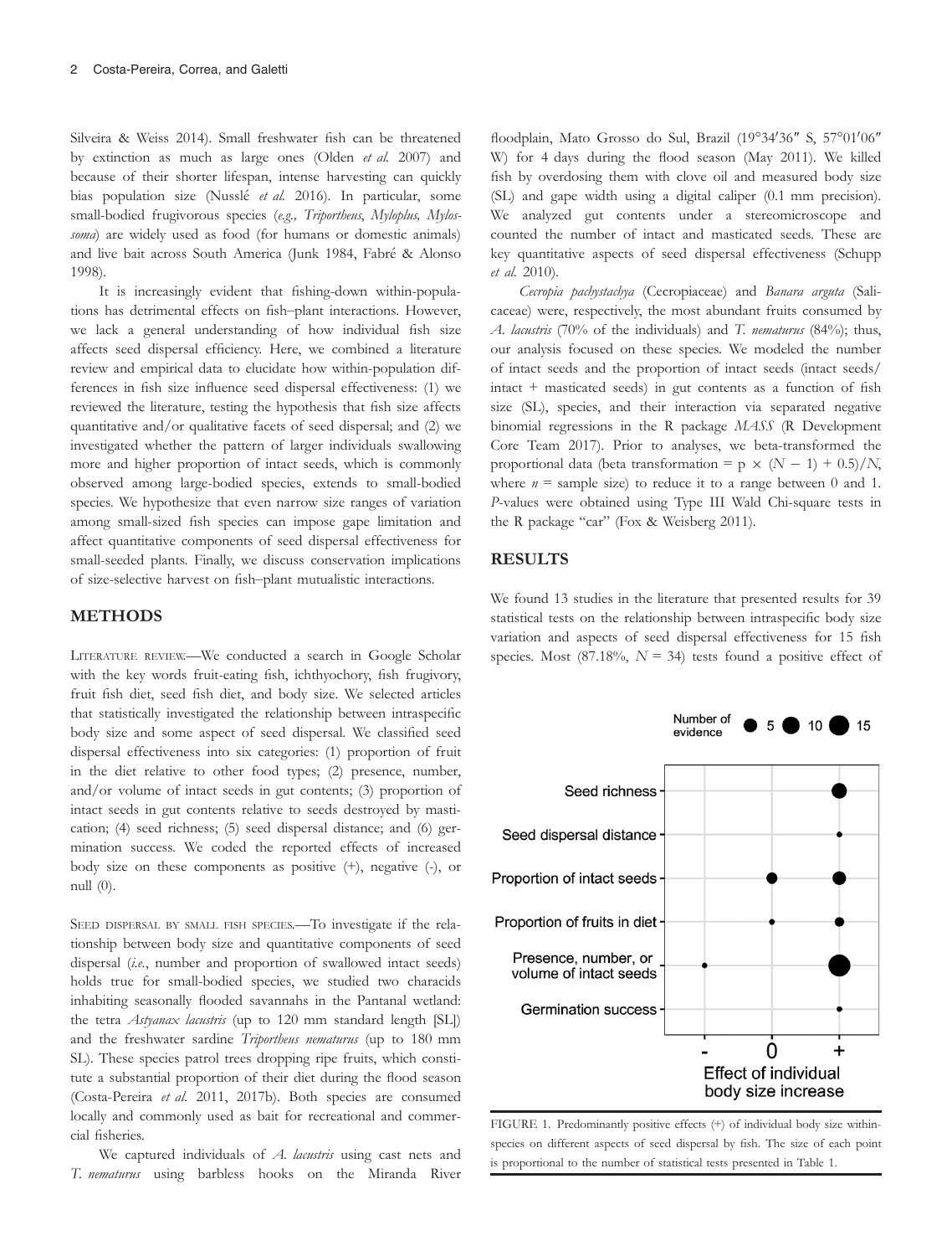Silveira & Weiss 2014). Small freshwater fish can be threatened by extinction as much as large ones (Olden *et al.* 2007) and because of their shorter lifespan, intense harvesting can quickly bias population size (Nusslé *et al.* 2016). In particular, some small-bodied frugivorous species (*e.g., Triportheus*, *Myloplus, Mylossoma*) are widely used as food (for humans or domestic animals) and live bait across South America (Junk 1984, Fabré & Alonso 1998).

It is increasingly evident that fishing-down within-populations has detrimental effects on fish–plant interactions. However, we lack a general understanding of how individual fish size affects seed dispersal efficiency. Here, we combined a literature review and empirical data to elucidate how within-population differences in fish size influence seed dispersal effectiveness: (1) we reviewed the literature, testing the hypothesis that fish size affects quantitative and/or qualitative facets of seed dispersal; and (2) we investigated whether the pattern of larger individuals swallowing more and higher proportion of intact seeds, which is commonly observed among large-bodied species, extends to small-bodied species. We hypothesize that even narrow size ranges of variation among small-sized fish species can impose gape limitation and affect quantitative components of seed dispersal effectiveness for small-seeded plants. Finally, we discuss conservation implications of size-selective harvest on fish–plant mutualistic interactions.

## METHODS

LITERATURE REVIEW.—We conducted a search in Google Scholar with the key words fruit-eating fish, ichthyochory, fish frugivory, fruit fish diet, seed fish diet, and body size. We selected articles that statistically investigated the relationship between intraspecific body size and some aspect of seed dispersal. We classified seed dispersal effectiveness into six categories: (1) proportion of fruit in the diet relative to other food types; (2) presence, number, and/or volume of intact seeds in gut contents; (3) proportion of intact seeds in gut contents relative to seeds destroyed by mastication; (4) seed richness; (5) seed dispersal distance; and (6) germination success. We coded the reported effects of increased body size on these components as positive (+), negative (-), or null (0).

SEED DISPERSAL BY SMALL FISH SPECIES.—To investigate if the relationship between body size and quantitative components of seed dispersal (*i.e.*, number and proportion of swallowed intact seeds) holds true for small-bodied species, we studied two characids inhabiting seasonally flooded savannahs in the Pantanal wetland: the tetra *Astyanax lacustris* (up to 120 mm standard length [SL]) and the freshwater sardine *Triportheus nematurus* (up to 180 mm SL). These species patrol trees dropping ripe fruits, which constitute a substantial proportion of their diet during the flood season (Costa-Pereira *et al.* 2011, 2017b). Both species are consumed locally and commonly used as bait for recreational and commercial fisheries.

We captured individuals of *A. lacustris* using cast nets and *T. nematurus* using barbless hooks on the Miranda River floodplain, Mato Grosso do Sul, Brazil (19°34′36″ S, 57°01′06″ W) for 4 days during the flood season (May 2011). We killed fish by overdosing them with clove oil and measured body size (SL) and gape width using a digital caliper (0.1 mm precision). We analyzed gut contents under a stereomicroscope and counted the number of intact and masticated seeds. These are key quantitative aspects of seed dispersal effectiveness (Schupp *et al.* 2010).

*Cecropia pachystachya* (Cecropiaceae) and *Banara arguta* (Salicaceae) were, respectively, the most abundant fruits consumed by *A. lacustris* (70% of the individuals) and *T. nematurus* (84%); thus, our analysis focused on these species. We modeled the number of intact seeds and the proportion of intact seeds (intact seeds/ intact + masticated seeds) in gut contents as a function of fish size (SL), species, and their interaction via separated negative binomial regressions in the R package *MASS* (R Development Core Team 2017). Prior to analyses, we beta-transformed the proportional data (beta transformation = $p \times (N - 1) + 0.5)/N$, where $n$ = sample size) to reduce it to a range between 0 and 1. *P*-values were obtained using Type III Wald Chi-square tests in the R package "car" (Fox & Weisberg 2011).

## RESULTS

We found 13 studies in the literature that presented results for 39 statistical tests on the relationship between intraspecific body size variation and aspects of seed dispersal effectiveness for 15 fish species. Most (87.18%, $N = 34$) tests found a positive effect of

FIGURE 1. Predominantly positive effects (+) of individual body size within-species on different aspects of seed dispersal by fish. The size of each point is proportional to the number of statistical tests presented in Table 1.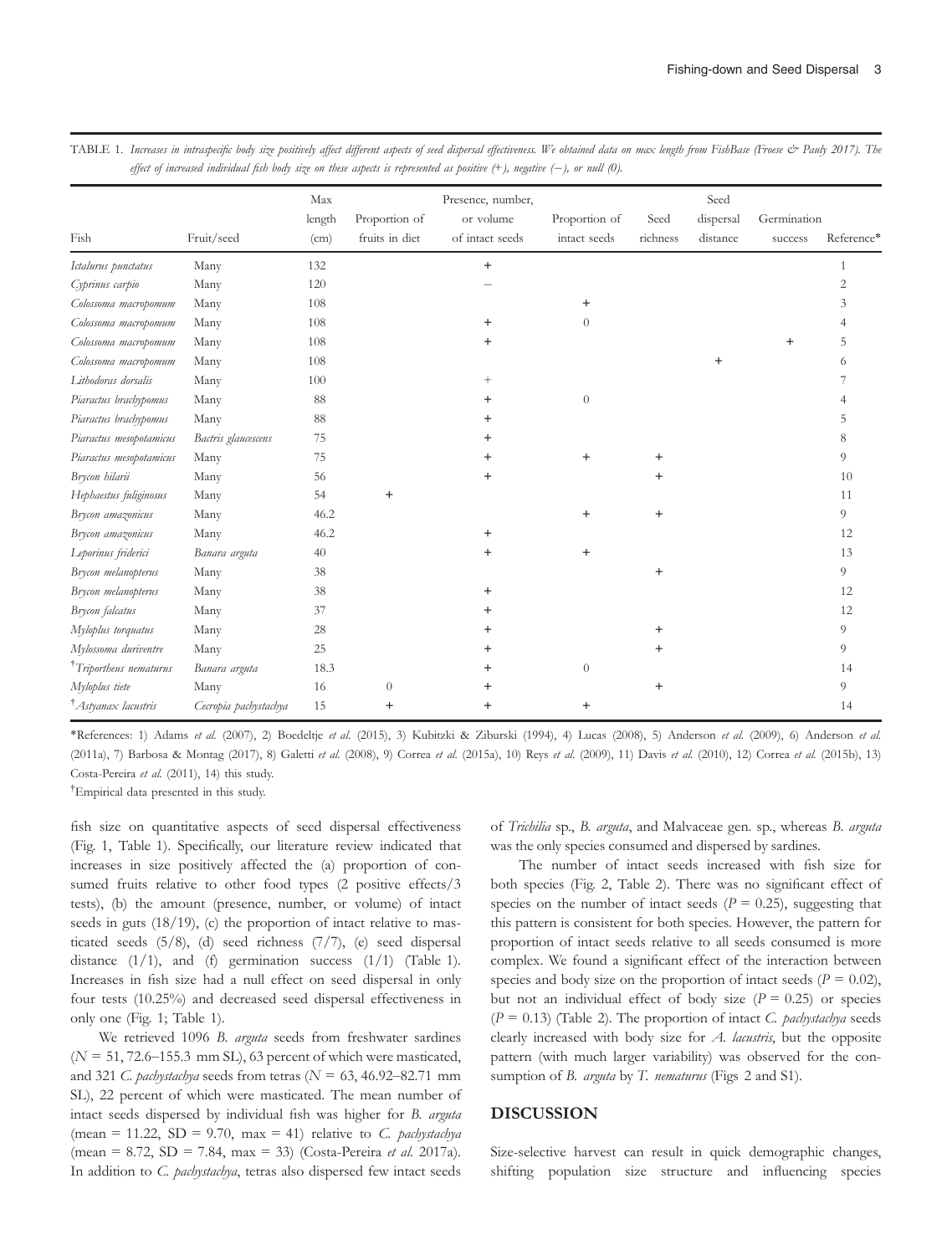TABLE 1. *Increases in intraspecific body size positively affect different aspects of seed dispersal effectiveness. We obtained data on max length from FishBase (Froese & Pauly 2017). The effect of increased individual fish body size on these aspects is represented as positive (+), negative (−), or null (0).*

| Fish | Fruit/seed | Max length (cm) | Proportion of fruits in diet | Presence, number, or volume of intact seeds | Proportion of intact seeds | Seed richness | Seed dispersal distance | Germination success | Reference* |
|---|---|---|---|---|---|---|---|---|---|
| *Ictalurus punctatus* | Many | 132 | | + | | | | | 1 |
| *Cyprinus carpio* | Many | 120 | | − | | | | | 2 |
| *Colossoma macropomum* | Many | 108 | | | + | | | | 3 |
| *Colossoma macropomum* | Many | 108 | | + | 0 | | | | 4 |
| *Colossoma macropomum* | Many | 108 | | + | | | | + | 5 |
| *Colossoma macropomum* | Many | 108 | | | | | + | | 6 |
| *Lithodoras dorsalis* | Many | 100 | | + | | | | | 7 |
| *Piaractus brachypomus* | Many | 88 | | + | 0 | | | | 4 |
| *Piaractus brachypomus* | Many | 88 | | + | | | | | 5 |
| *Piaractus mesopotamicus* | *Bactris glaucescens* | 75 | | + | | | | | 8 |
| *Piaractus mesopotamicus* | Many | 75 | | + | + | + | | | 9 |
| *Brycon hilarii* | Many | 56 | | + | | + | | | 10 |
| *Hephaestus fuliginosus* | Many | 54 | + | | | | | | 11 |
| *Brycon amazonicus* | Many | 46.2 | | | + | + | | | 9 |
| *Brycon amazonicus* | Many | 46.2 | | + | | | | | 12 |
| *Leporinus friderici* | *Banara arguta* | 40 | | + | + | | | | 13 |
| *Brycon melanopterus* | Many | 38 | | | | + | | | 9 |
| *Brycon melanopterus* | Many | 38 | | + | | | | | 12 |
| *Brycon falcatus* | Many | 37 | | + | | | | | 12 |
| *Myloplus torquatus* | Many | 28 | | + | | + | | | 9 |
| *Mylossoma duriventre* | Many | 25 | | + | | + | | | 9 |
| †*Triportheus nematurus* | *Banara arguta* | 18.3 | | + | 0 | | | | 14 |
| *Myloplus tiete* | Many | 16 | 0 | + | | + | | | 9 |
| †*Astyanax lacustris* | *Cecropia pachystachya* | 15 | + | + | + | | | | 14 |

*References: 1) Adams *et al.* (2007), 2) Boedeltje *et al.* (2015), 3) Kubitzki & Ziburski (1994), 4) Lucas (2008), 5) Anderson *et al.* (2009), 6) Anderson *et al.* (2011a), 7) Barbosa & Montag (2017), 8) Galetti *et al.* (2008), 9) Correa *et al.* (2015a), 10) Reys *et al.* (2009), 11) Davis *et al.* (2010), 12) Correa *et al.* (2015b), 13) Costa-Pereira *et al.* (2011), 14) this study.

†Empirical data presented in this study.

fish size on quantitative aspects of seed dispersal effectiveness (Fig. 1, Table 1). Specifically, our literature review indicated that increases in size positively affected the (a) proportion of consumed fruits relative to other food types (2 positive effects/3 tests), (b) the amount (presence, number, or volume) of intact seeds in guts (18/19), (c) the proportion of intact relative to masticated seeds (5/8), (d) seed richness (7/7), (e) seed dispersal distance (1/1), and (f) germination success (1/1) (Table 1). Increases in fish size had a null effect on seed dispersal in only four tests (10.25%) and decreased seed dispersal effectiveness in only one (Fig. 1; Table 1).

We retrieved 1096 *B. arguta* seeds from freshwater sardines ($N = 51$, 72.6–155.3 mm SL), 63 percent of which were masticated, and 321 *C. pachystachya* seeds from tetras ($N = 63$, 46.92–82.71 mm SL), 22 percent of which were masticated. The mean number of intact seeds dispersed by individual fish was higher for *B. arguta* (mean = 11.22, SD = 9.70, max = 41) relative to *C. pachystachya* (mean = 8.72, SD = 7.84, max = 33) (Costa-Pereira *et al.* 2017a). In addition to *C. pachystachya*, tetras also dispersed few intact seeds of *Trichilia* sp., *B. arguta*, and Malvaceae gen. sp., whereas *B. arguta* was the only species consumed and dispersed by sardines.

The number of intact seeds increased with fish size for both species (Fig. 2, Table 2). There was no significant effect of species on the number of intact seeds ($P = 0.25$), suggesting that this pattern is consistent for both species. However, the pattern for proportion of intact seeds relative to all seeds consumed is more complex. We found a significant effect of the interaction between species and body size on the proportion of intact seeds ($P = 0.02$), but not an individual effect of body size ($P = 0.25$) or species ($P = 0.13$) (Table 2). The proportion of intact *C. pachystachya* seeds clearly increased with body size for *A. lacustris*, but the opposite pattern (with much larger variability) was observed for the consumption of *B. arguta* by *T. nematurus* (Figs 2 and S1).

## DISCUSSION

Size-selective harvest can result in quick demographic changes, shifting population size structure and influencing species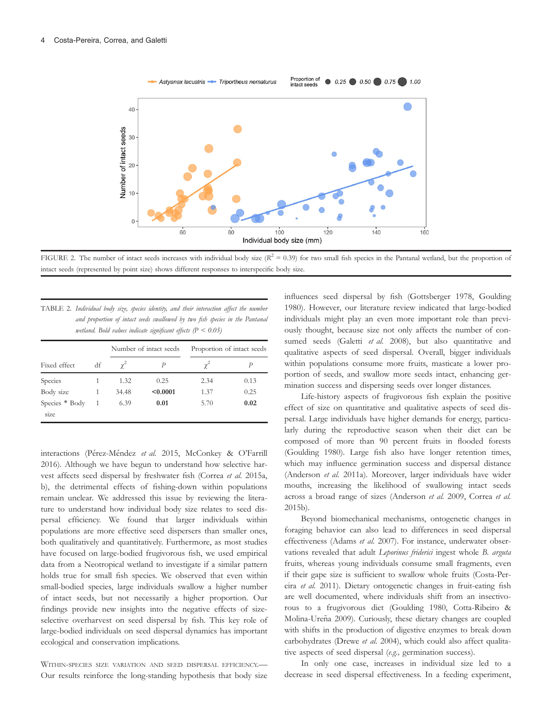FIGURE 2. The number of intact seeds increases with individual body size ($R^2$ = 0.39) for two small fish species in the Pantanal wetland, but the proportion of intact seeds (represented by point size) shows different responses to interspecific body size.

TABLE 2. *Individual body size, species identity, and their interaction affect the number and proportion of intact seeds swallowed by two fish species in the Pantanal wetland. Bold values indicate significant effects (P < 0.05)*

| | | Number of intact seeds | | Proportion of intact seeds | |
|---|---|---|---|---|---|
| Fixed effect | df | $\chi^2$ | *P* | $\chi^2$ | *P* |
| Species | 1 | 1.32 | 0.25 | 2.34 | 0.13 |
| Body size | 1 | 34.48 | **<0.0001** | 1.37 | 0.25 |
| Species * Body size | 1 | 6.39 | **0.01** | 5.70 | **0.02** |

interactions (Pérez-Méndez *et al.* 2015, McConkey & O'Farrill 2016). Although we have begun to understand how selective harvest affects seed dispersal by freshwater fish (Correa *et al.* 2015a, b), the detrimental effects of fishing-down within populations remain unclear. We addressed this issue by reviewing the literature to understand how individual body size relates to seed dispersal efficiency. We found that larger individuals within populations are more effective seed dispersers than smaller ones, both qualitatively and quantitatively. Furthermore, as most studies have focused on large-bodied frugivorous fish, we used empirical data from a Neotropical wetland to investigate if a similar pattern holds true for small fish species. We observed that even within small-bodied species, large individuals swallow a higher number of intact seeds, but not necessarily a higher proportion. Our findings provide new insights into the negative effects of size-selective overharvest on seed dispersal by fish. This key role of large-bodied individuals on seed dispersal dynamics has important ecological and conservation implications.

WITHIN-SPECIES SIZE VARIATION AND SEED DISPERSAL EFFICIENCY.— Our results reinforce the long-standing hypothesis that body size influences seed dispersal by fish (Gottsberger 1978, Goulding 1980). However, our literature review indicated that large-bodied individuals might play an even more important role than previously thought, because size not only affects the number of consumed seeds (Galetti *et al.* 2008), but also quantitative and qualitative aspects of seed dispersal. Overall, bigger individuals within populations consume more fruits, masticate a lower proportion of seeds, and swallow more seeds intact, enhancing germination success and dispersing seeds over longer distances.

Life-history aspects of frugivorous fish explain the positive effect of size on quantitative and qualitative aspects of seed dispersal. Large individuals have higher demands for energy, particularly during the reproductive season when their diet can be composed of more than 90 percent fruits in flooded forests (Goulding 1980). Large fish also have longer retention times, which may influence germination success and dispersal distance (Anderson *et al.* 2011a). Moreover, larger individuals have wider mouths, increasing the likelihood of swallowing intact seeds across a broad range of sizes (Anderson *et al.* 2009, Correa *et al.* 2015b).

Beyond biomechanical mechanisms, ontogenetic changes in foraging behavior can also lead to differences in seed dispersal effectiveness (Adams *et al.* 2007). For instance, underwater observations revealed that adult *Leporinus friderici* ingest whole *B. arguta* fruits, whereas young individuals consume small fragments, even if their gape size is sufficient to swallow whole fruits (Costa-Pereira *et al.* 2011). Dietary ontogenetic changes in fruit-eating fish are well documented, where individuals shift from an insectivorous to a frugivorous diet (Goulding 1980, Cotta-Ribeiro & Molina-Ureña 2009). Curiously, these dietary changes are coupled with shifts in the production of digestive enzymes to break down carbohydrates (Drewe *et al.* 2004), which could also affect qualitative aspects of seed dispersal (*e.g.*, germination success).

In only one case, increases in individual size led to a decrease in seed dispersal effectiveness. In a feeding experiment,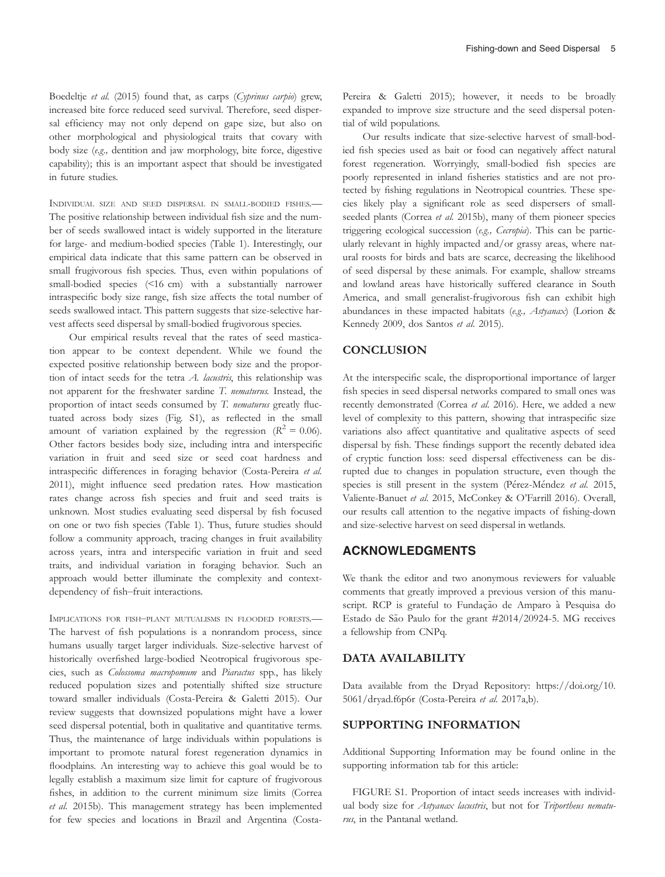Boedeltje *et al.* (2015) found that, as carps (*Cyprinus carpio*) grew, increased bite force reduced seed survival. Therefore, seed dispersal efficiency may not only depend on gape size, but also on other morphological and physiological traits that covary with body size (*e.g.,* dentition and jaw morphology, bite force, digestive capability); this is an important aspect that should be investigated in future studies.

Individual size and seed dispersal in small-bodied fishes.— The positive relationship between individual fish size and the number of seeds swallowed intact is widely supported in the literature for large- and medium-bodied species (Table 1). Interestingly, our empirical data indicate that this same pattern can be observed in small frugivorous fish species. Thus, even within populations of small-bodied species (<16 cm) with a substantially narrower intraspecific body size range, fish size affects the total number of seeds swallowed intact. This pattern suggests that size-selective harvest affects seed dispersal by small-bodied frugivorous species.

Our empirical results reveal that the rates of seed mastication appear to be context dependent. While we found the expected positive relationship between body size and the proportion of intact seeds for the tetra *A. lacustris*, this relationship was not apparent for the freshwater sardine *T. nematurus.* Instead, the proportion of intact seeds consumed by *T. nematurus* greatly fluctuated across body sizes (Fig. S1), as reflected in the small amount of variation explained by the regression ($R^2 = 0.06$). Other factors besides body size, including intra and interspecific variation in fruit and seed size or seed coat hardness and intraspecific differences in foraging behavior (Costa-Pereira *et al.* 2011), might influence seed predation rates. How mastication rates change across fish species and fruit and seed traits is unknown. Most studies evaluating seed dispersal by fish focused on one or two fish species (Table 1). Thus, future studies should follow a community approach, tracing changes in fruit availability across years, intra and interspecific variation in fruit and seed traits, and individual variation in foraging behavior. Such an approach would better illuminate the complexity and context-dependency of fish–fruit interactions.

Implications for fish–plant mutualisms in flooded forests.— The harvest of fish populations is a nonrandom process, since humans usually target larger individuals. Size-selective harvest of historically overfished large-bodied Neotropical frugivorous species, such as *Colossoma macropomum* and *Piaractus* spp., has likely reduced population sizes and potentially shifted size structure toward smaller individuals (Costa-Pereira & Galetti 2015). Our review suggests that downsized populations might have a lower seed dispersal potential, both in qualitative and quantitative terms. Thus, the maintenance of large individuals within populations is important to promote natural forest regeneration dynamics in floodplains. An interesting way to achieve this goal would be to legally establish a maximum size limit for capture of frugivorous fishes, in addition to the current minimum size limits (Correa *et al.* 2015b). This management strategy has been implemented for few species and locations in Brazil and Argentina (Costa-Pereira & Galetti 2015); however, it needs to be broadly expanded to improve size structure and the seed dispersal potential of wild populations.

Our results indicate that size-selective harvest of small-bodied fish species used as bait or food can negatively affect natural forest regeneration. Worryingly, small-bodied fish species are poorly represented in inland fisheries statistics and are not protected by fishing regulations in Neotropical countries. These species likely play a significant role as seed dispersers of small-seeded plants (Correa *et al.* 2015b), many of them pioneer species triggering ecological succession (*e.g., Cecropia*). This can be particularly relevant in highly impacted and/or grassy areas, where natural roosts for birds and bats are scarce, decreasing the likelihood of seed dispersal by these animals. For example, shallow streams and lowland areas have historically suffered clearance in South America, and small generalist-frugivorous fish can exhibit high abundances in these impacted habitats (*e.g., Astyanax*) (Lorion & Kennedy 2009, dos Santos *et al.* 2015).

## CONCLUSION

At the interspecific scale, the disproportional importance of larger fish species in seed dispersal networks compared to small ones was recently demonstrated (Correa *et al.* 2016). Here, we added a new level of complexity to this pattern, showing that intraspecific size variations also affect quantitative and qualitative aspects of seed dispersal by fish. These findings support the recently debated idea of cryptic function loss: seed dispersal effectiveness can be disrupted due to changes in population structure, even though the species is still present in the system (Pérez-Méndez *et al.* 2015, Valiente-Banuet *et al.* 2015, McConkey & O'Farrill 2016). Overall, our results call attention to the negative impacts of fishing-down and size-selective harvest on seed dispersal in wetlands.

## ACKNOWLEDGMENTS

We thank the editor and two anonymous reviewers for valuable comments that greatly improved a previous version of this manuscript. RCP is grateful to Fundação de Amparo à Pesquisa do Estado de São Paulo for the grant #2014/20924-5. MG receives a fellowship from CNPq.

## DATA AVAILABILITY

Data available from the Dryad Repository: https://doi.org/10.5061/dryad.f6p6r (Costa-Pereira *et al.* 2017a,b).

## SUPPORTING INFORMATION

Additional Supporting Information may be found online in the supporting information tab for this article:

FIGURE S1. Proportion of intact seeds increases with individual body size for *Astyanax lacustris*, but not for *Triportheus nematurus*, in the Pantanal wetland.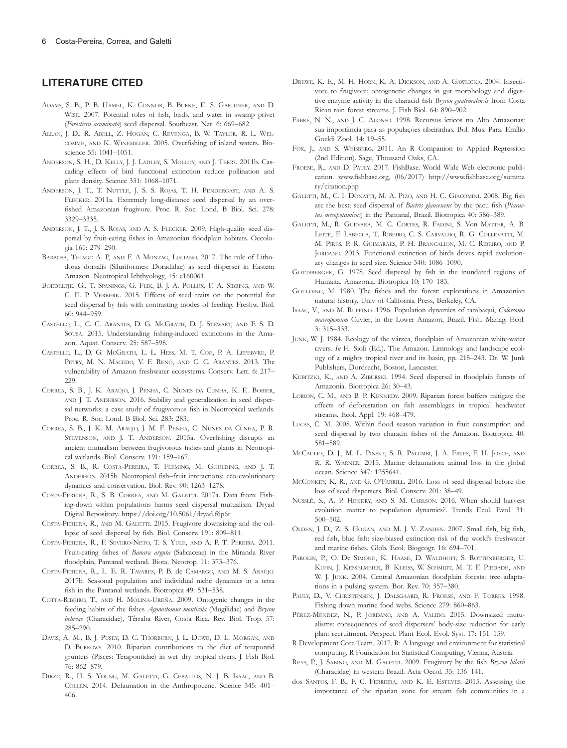## LITERATURE CITED

Adams, S. B., P. B. Hamel, K. Connor, B. Burke, E. S. Gardiner, and D. Wise. 2007. Potential roles of fish, birds, and water in swamp privet (*Forestiera acuminata*) seed dispersal. Southeast. Nat. 6: 669–682.

Allan, J. D., R. Abell, Z. Hogan, C. Revenga, B. W. Taylor, R. L. Welcomme, and K. Winemiller. 2005. Overfishing of inland waters. Bioscience 55: 1041–1051.

Anderson, S. H., D. Kelly, J. J. Ladley, S. Molloy, and J. Terry. 2011b. Cascading effects of bird functional extinction reduce pollination and plant density. Science 331: 1068–1071.

Anderson, J. T., T. Nuttle, J. S. S. Rojas, T. H. Pendergast, and A. S. Flecker. 2011a. Extremely long-distance seed dispersal by an overfished Amazonian frugivore. Proc. R. Soc. Lond. B Biol. Sci. 278: 3329–3335.

Anderson, J. T., J. S. Rojas, and A. S. Flecker. 2009. High-quality seed dispersal by fruit-eating fishes in Amazonian floodplain habitats. Oecologia 161: 279–290.

Barbosa, Thiago A. P, and F. A Montag, Luciano. 2017. The role of Lithodoras dorsalis (Siluriformes: Doradidae) as seed disperser in Eastern Amazon. Neotropical Ichthyology, 15: e160061.

Boedeltje, G., T. Spanings, G. Flik, B. J. A. Pollux, F. A. Sibbing, and W. C. E. P. Verberk. 2015. Effects of seed traits on the potential for seed dispersal by fish with contrasting modes of feeding. Freshw. Biol. 60: 944–959.

Castello, L., C. C. Arantes, D. G. McGrath, D. J. Stewart, and F. S. D. Sousa. 2015. Understanding fishing-induced extinctions in the Amazon. Aquat. Conserv. 25: 587–598.

Castello, L., D. G. McGrath, L. L. Hess, M. T. Coe, P. A. Lefebvre, P. Petry, M. N. Macedo, V. F. Renó, and C. C. Arantes. 2013. The vulnerability of Amazon freshwater ecosystems. Conserv. Lett. 6: 217–229.

Correa, S. B., J. K. Araújo, J. Penha, C. Nunes da Cunha, K. E. Bobier, and J. T. Anderson. 2016. Stability and generalization in seed dispersal networks: a case study of frugivorous fish in Neotropical wetlands. Proc. R. Soc. Lond. B Biol. Sci. 283: 283.

Correa, S. B., J. K. M. Araujo, J. M. F. Penha, C. Nunes da Cunha, P. R. Stevenson, and J. T. Anderson. 2015a. Overfishing disrupts an ancient mutualism between frugivorous fishes and plants in Neotropical wetlands. Biol. Conserv. 191: 159–167.

Correa, S. B., R. Costa-Pereira, T. Fleming, M. Goulding, and J. T. Anderson. 2015b. Neotropical fish–fruit interactions: eco-evolutionary dynamics and conservation. Biol. Rev. 90: 1263–1278.

Costa-Pereira, R., S. B. Correa, and M. Galetti. 2017a. Data from: Fishing-down within populations harms seed dispersal mutualism. Dryad Digital Repository. https://doi.org/10.5061/dryad.f6p6r

Costa-Pereira, R., and M. Galetti. 2015. Frugivore downsizing and the collapse of seed dispersal by fish. Biol. Conserv. 191: 809–811.

Costa-Pereira, R., F. Severo-Neto, T. S. Yule, and A. P. T. Pereira. 2011. Fruit-eating fishes of *Banara arguta* (Salicaceae) in the Miranda River floodplain, Pantanal wetland. Biota. Neotrop. 11: 373–376.

Costa-Pereira, R., L. E. R. Tavares, P. B. de Camargo, and M. S. Araújo. 2017b. Seasonal population and individual niche dynamics in a tetra fish in the Pantanal wetlands. Biotropica 49: 531–538.

Cotta-Ribeiro, T., and H. Molina-Ureña. 2009. Ontogenic changes in the feeding habits of the fishes *Agonostomus monticola* (Mugilidae) and *Brycon behreae* (Characidae), Térraba River, Costa Rica. Rev. Biol. Trop. 57: 285–290.

Davis, A. M., B. J. Pusey, D. C. Thorburn, J. L. Dowe, D. L. Morgan, and D. Burrows. 2010. Riparian contributions to the diet of terapontid grunters (Pisces: Terapontidae) in wet–dry tropical rivers. J. Fish Biol. 76: 862–879.

Dirzo, R., H. S. Young, M. Galetti, G. Ceballos, N. J. B. Isaac, and B. Collen. 2014. Defaunation in the Anthropocene. Science 345: 401–406.

Drewe, K. E., M. H. Horn, K. A. Dickson, and A. Gawlicka. 2004. Insectivore to frugivore: ontogenetic changes in gut morphology and digestive enzyme activity in the characid fish *Brycon guatemalensis* from Costa Rican rain forest streams. J. Fish Biol. 64: 890–902.

Fabré, N. N., and J. C. Alonso. 1998. Recursos ícticos no Alto Amazonas: sua importância para as populações ribeirinhas. Bol. Mus. Para. Emílio Goeldi Zool. 14: 19–55.

Fox, J., and S. Weisberg. 2011. An R Companion to Applied Regression (2nd Edition). Sage, Thousand Oaks, CA.

Froese, R., and D. Pauly. 2017. FishBase. World Wide Web electronic publication. www.fishbase.org, (06/2017) http://www.fishbase.org/summary/citation.php

Galetti, M., C. I. Donatti, M. A. Pizo, and H. C. Giacomini. 2008. Big fish are the best: seed dispersal of *Bactris glaucescens* by the pacu fish (*Piaractus mesopotamicus*) in the Pantanal, Brazil. Biotropica 40: 386–389.

Galetti, M., R. Guevara, M. C. Côrtes, R. Fadini, S. Von Matter, A. B. Leite, F. Labecca, T. Ribeiro, C. S. Carvalho, R. G. Collevatti, M. M. Pires, P. R. Guimarães, P. H. Brancalion, M. C. Ribeiro, and P. Jordano. 2013. Functional extinction of birds drives rapid evolutionary changes in seed size. Science 340: 1086–1090.

Gottsberger, G. 1978. Seed dispersal by fish in the inundated regions of Humaita, Amazonia. Biotropica 10: 170–183.

Goulding, M. 1980. The fishes and the forest: explorations in Amazonian natural history. Univ of California Press, Berkeley, CA.

Isaac, V., and M. Ruffino. 1996. Population dynamics of tambaqui, *Colossoma macropomum* Cuvier, in the Lower Amazon, Brazil. Fish. Manag. Ecol. 3: 315–333.

Junk, W. J. 1984. Ecology of the várzea, floodplain of Amazonian white-water rivers. *In* H. Sioli (Ed.). The Amazon. Limnology and landscape ecology of a mighty tropical river and its basin, pp. 215–243. Dr. W. Junk Publishers, Dordrecht, Boston, Lancaster.

Kubitzki, K., and A. Ziburski. 1994. Seed dispersal in floodplain forests of Amazonia. Biotropica 26: 30–43.

Lorion, C. M., and B. P. Kennedy. 2009. Riparian forest buffers mitigate the effects of deforestation on fish assemblages in tropical headwater streams. Ecol. Appl. 19: 468–479.

Lucas, C. M. 2008. Within flood season variation in fruit consumption and seed dispersal by two characin fishes of the Amazon. Biotropica 40: 581–589.

McCauley, D. J., M. L. Pinsky, S. R. Palumbi, J. A. Estes, F. H. Joyce, and R. R. Warner. 2015. Marine defaunation: animal loss in the global ocean. Science 347: 1255641.

McConkey, K. R., and G. O'Farrill. 2016. Loss of seed dispersal before the loss of seed dispersers. Biol. Conserv. 201: 38–49.

Nusslé, S., A. P. Hendry, and S. M. Carlson. 2016. When should harvest evolution matter to population dynamics?. Trends Ecol. Evol. 31: 500–502.

Olden, J. D., Z. S. Hogan, and M. J. V. Zanden. 2007. Small fish, big fish, red fish, blue fish: size-biased extinction risk of the world's freshwater and marine fishes. Glob. Ecol. Biogeogr. 16: 694–701.

Parolin, P., O. De Simone, K. Haase, D. Waldhoff, S. Rottenberger, U. Kuhn, J. Kesselmeier, B. Kleiss, W. Schmidt, M. T. F. Piedade, and W. J. Junk. 2004. Central Amazonian floodplain forests: tree adaptations in a pulsing system. Bot. Rev. 70: 357–380.

Pauly, D., V. Christensen, J. Dalsgaard, R. Froese, and F. Torres. 1998. Fishing down marine food webs. Science 279: 860–863.

Pérez-Méndez, N., P. Jordano, and A. Valido. 2015. Downsized mutualisms: consequences of seed dispersers' body-size reduction for early plant recruitment. Perspect. Plant Ecol. Evol. Syst. 17: 151–159.

R Development Core Team. 2017. R: A language and environment for statistical computing. R Foundation for Statistical Computing, Vienna, Austria.

Reys, P., J. Sabino, and M. Galetti. 2009. Frugivory by the fish *Brycon hilarii* (Characidae) in western Brazil. Acta Oecol. 35: 136–141.

dos Santos, F. B., F. C. Ferreira, and K. E. Esteves. 2015. Assessing the importance of the riparian zone for stream fish communities in a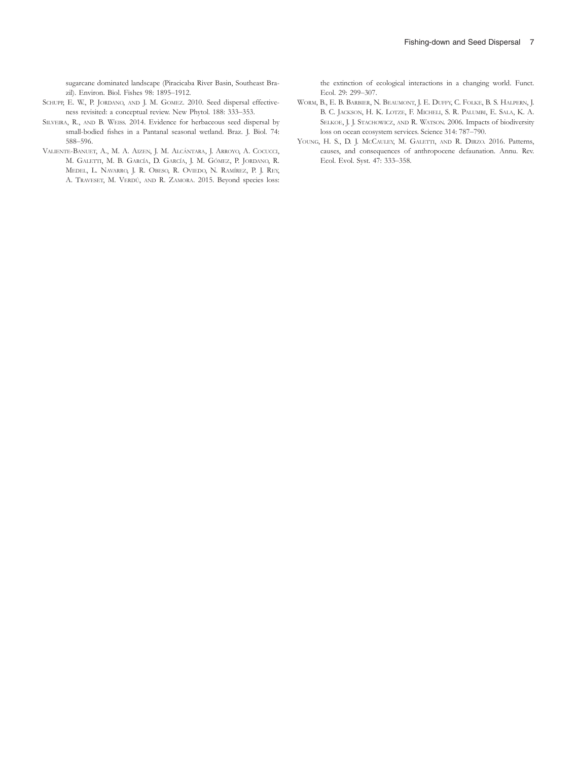sugarcane dominated landscape (Piracicaba River Basin, Southeast Brazil). Environ. Biol. Fishes 98: 1895–1912.

SCHUPP, E. W., P. JORDANO, AND J. M. GOMEZ. 2010. Seed dispersal effectiveness revisited: a conceptual review. New Phytol. 188: 333–353.

SILVEIRA, R., AND B. WEISS. 2014. Evidence for herbaceous seed dispersal by small-bodied fishes in a Pantanal seasonal wetland. Braz. J. Biol. 74: 588–596.

VALIENTE-BANUET, A., M. A. AIZEN, J. M. ALCÁNTARA, J. ARROYO, A. COCUCCI, M. GALETTI, M. B. GARCÍA, D. GARCÍA, J. M. GÓMEZ, P. JORDANO, R. MEDEL, L. NAVARRO, J. R. OBESO, R. OVIEDO, N. RAMÍREZ, P. J. REY, A. TRAVESET, M. VERDÚ, AND R. ZAMORA. 2015. Beyond species loss: the extinction of ecological interactions in a changing world. Funct. Ecol. 29: 299–307.

WORM, B., E. B. BARBIER, N. BEAUMONT, J. E. DUFFY, C. FOLKE, B. S. HALPERN, J. B. C. JACKSON, H. K. LOTZE, F. MICHELI, S. R. PALUMBI, E. SALA, K. A. SELKOE, J. J. STACHOWICZ, AND R. WATSON. 2006. Impacts of biodiversity loss on ocean ecosystem services. Science 314: 787–790.

YOUNG, H. S., D. J. MCCAULEY, M. GALETTI, AND R. DIRZO. 2016. Patterns, causes, and consequences of anthropocene defaunation. Annu. Rev. Ecol. Evol. Syst. 47: 333–358.